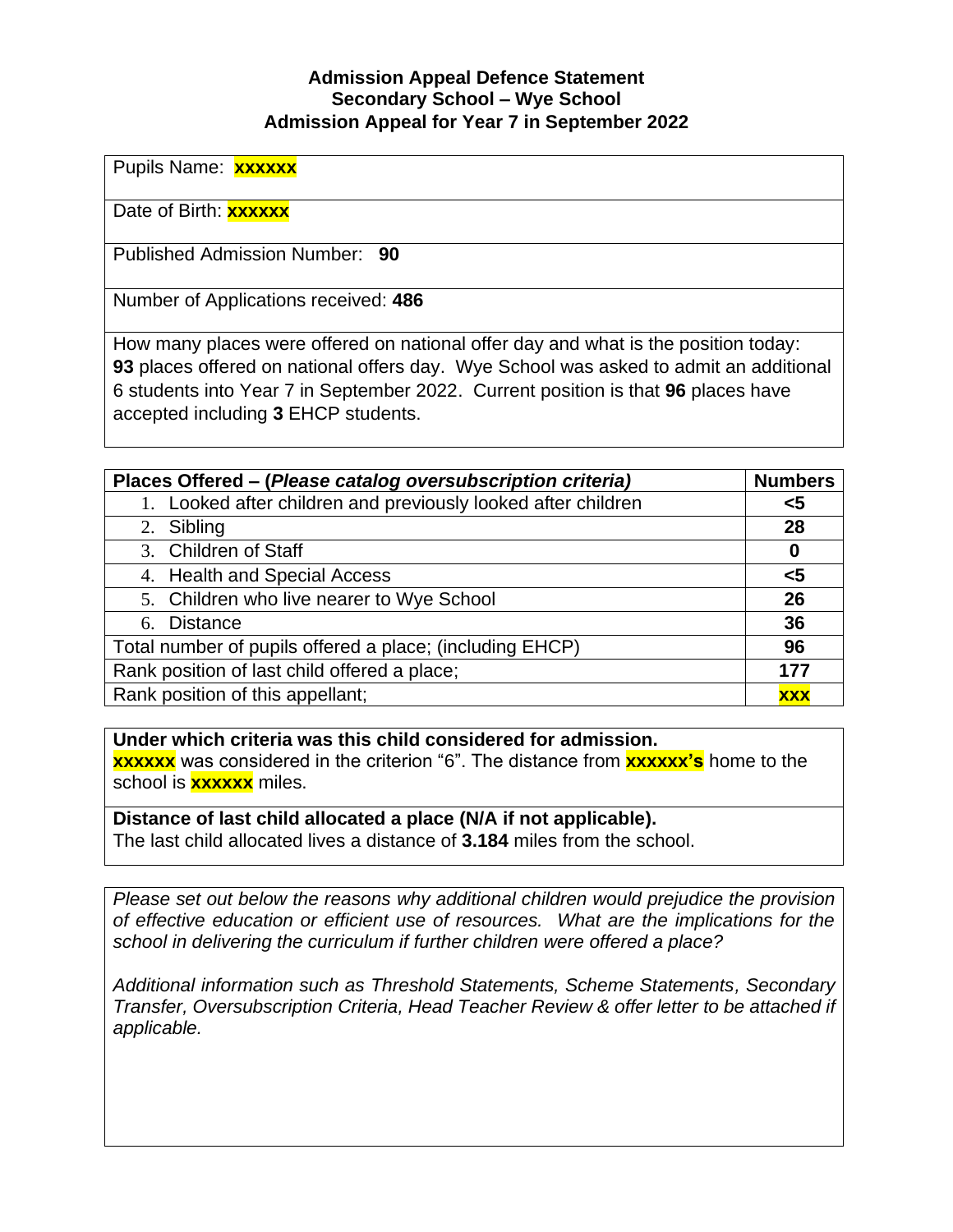**Admission Appeal Defence Statement**
**Secondary School – Wye School**
**Admission Appeal for Year 7 in September 2022**

Pupils Name: **xxxxxx**

Date of Birth: **xxxxxx**

Published Admission Number: **90**

Number of Applications received: **486**

How many places were offered on national offer day and what is the position today:
**93** places offered on national offers day. Wye School was asked to admit an additional 6 students into Year 7 in September 2022. Current position is that **96** places have accepted including **3** EHCP students.

| **Places Offered – (*Please catalog oversubscription criteria)*** | **Numbers** |
|---|---|
| 1. Looked after children and previously looked after children | **<5** |
| 2. Sibling | **28** |
| 3. Children of Staff | **0** |
| 4. Health and Special Access | **<5** |
| 5. Children who live nearer to Wye School | **26** |
| 6. Distance | **36** |
| Total number of pupils offered a place; (including EHCP) | **96** |
| Rank position of last child offered a place; | **177** |
| Rank position of this appellant; | **xxx** |

**Under which criteria was this child considered for admission.**
**xxxxxx** was considered in the criterion "6". The distance from **xxxxxx's** home to the school is **xxxxxx** miles.

**Distance of last child allocated a place (N/A if not applicable).**
The last child allocated lives a distance of **3.184** miles from the school.

*Please set out below the reasons why additional children would prejudice the provision of effective education or efficient use of resources. What are the implications for the school in delivering the curriculum if further children were offered a place?*

*Additional information such as Threshold Statements, Scheme Statements, Secondary Transfer, Oversubscription Criteria, Head Teacher Review & offer letter to be attached if applicable.*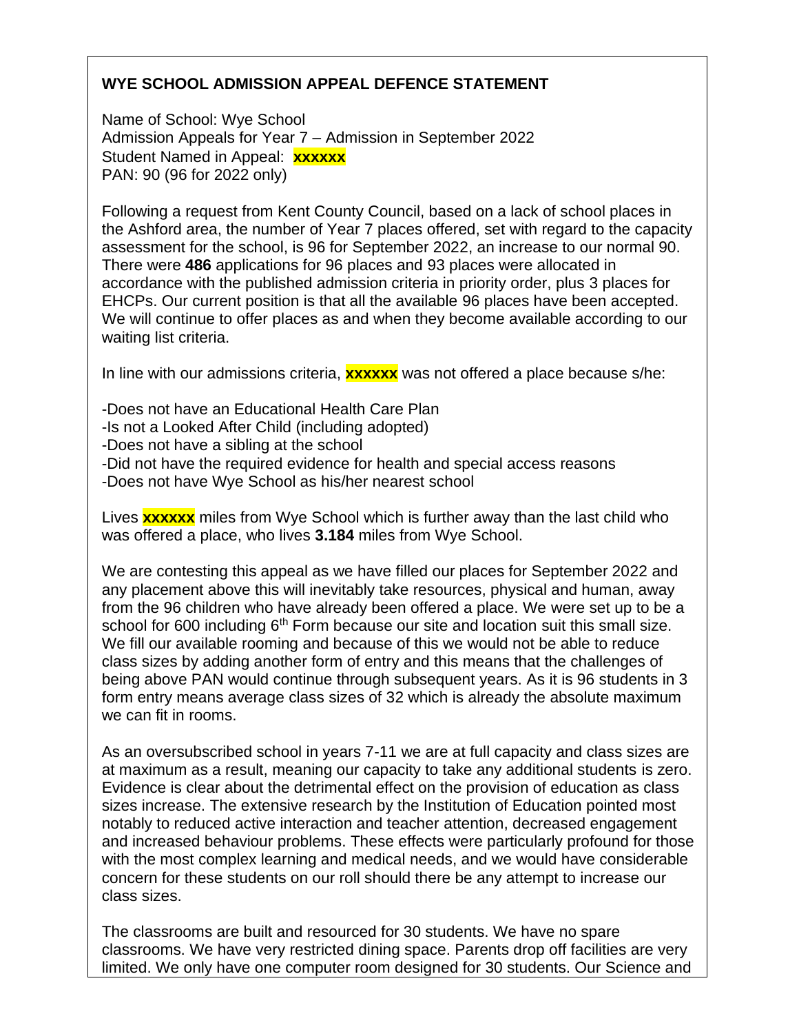**WYE SCHOOL ADMISSION APPEAL DEFENCE STATEMENT**

Name of School: Wye School
Admission Appeals for Year 7 – Admission in September 2022
Student Named in Appeal: **xxxxxx**
PAN: 90 (96 for 2022 only)

Following a request from Kent County Council, based on a lack of school places in the Ashford area, the number of Year 7 places offered, set with regard to the capacity assessment for the school, is 96 for September 2022, an increase to our normal 90. There were **486** applications for 96 places and 93 places were allocated in accordance with the published admission criteria in priority order, plus 3 places for EHCPs. Our current position is that all the available 96 places have been accepted. We will continue to offer places as and when they become available according to our waiting list criteria.

In line with our admissions criteria, **xxxxxx** was not offered a place because s/he:

-Does not have an Educational Health Care Plan
-Is not a Looked After Child (including adopted)
-Does not have a sibling at the school
-Did not have the required evidence for health and special access reasons
-Does not have Wye School as his/her nearest school

Lives **xxxxxx** miles from Wye School which is further away than the last child who was offered a place, who lives **3.184** miles from Wye School.

We are contesting this appeal as we have filled our places for September 2022 and any placement above this will inevitably take resources, physical and human, away from the 96 children who have already been offered a place. We were set up to be a school for 600 including 6th Form because our site and location suit this small size. We fill our available rooming and because of this we would not be able to reduce class sizes by adding another form of entry and this means that the challenges of being above PAN would continue through subsequent years. As it is 96 students in 3 form entry means average class sizes of 32 which is already the absolute maximum we can fit in rooms.

As an oversubscribed school in years 7-11 we are at full capacity and class sizes are at maximum as a result, meaning our capacity to take any additional students is zero. Evidence is clear about the detrimental effect on the provision of education as class sizes increase. The extensive research by the Institution of Education pointed most notably to reduced active interaction and teacher attention, decreased engagement and increased behaviour problems. These effects were particularly profound for those with the most complex learning and medical needs, and we would have considerable concern for these students on our roll should there be any attempt to increase our class sizes.

The classrooms are built and resourced for 30 students. We have no spare classrooms. We have very restricted dining space. Parents drop off facilities are very limited. We only have one computer room designed for 30 students. Our Science and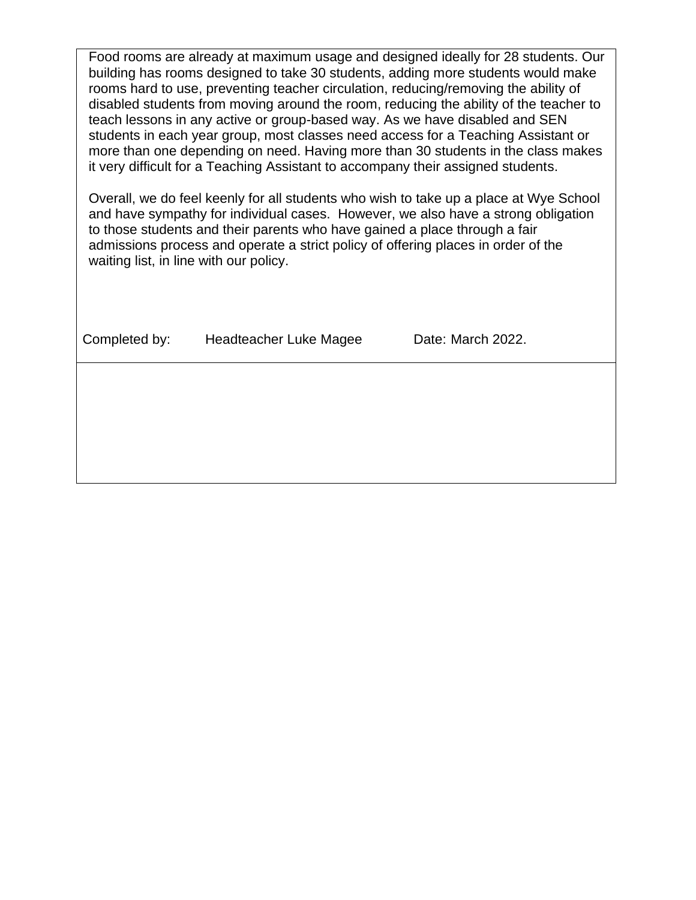Food rooms are already at maximum usage and designed ideally for 28 students. Our building has rooms designed to take 30 students, adding more students would make rooms hard to use, preventing teacher circulation, reducing/removing the ability of disabled students from moving around the room, reducing the ability of the teacher to teach lessons in any active or group-based way. As we have disabled and SEN students in each year group, most classes need access for a Teaching Assistant or more than one depending on need. Having more than 30 students in the class makes it very difficult for a Teaching Assistant to accompany their assigned students.

Overall, we do feel keenly for all students who wish to take up a place at Wye School and have sympathy for individual cases. However, we also have a strong obligation to those students and their parents who have gained a place through a fair admissions process and operate a strict policy of offering places in order of the waiting list, in line with our policy.

| | | |
|---|---|---|
| Completed by: | Headteacher Luke Magee | Date: March 2022. |